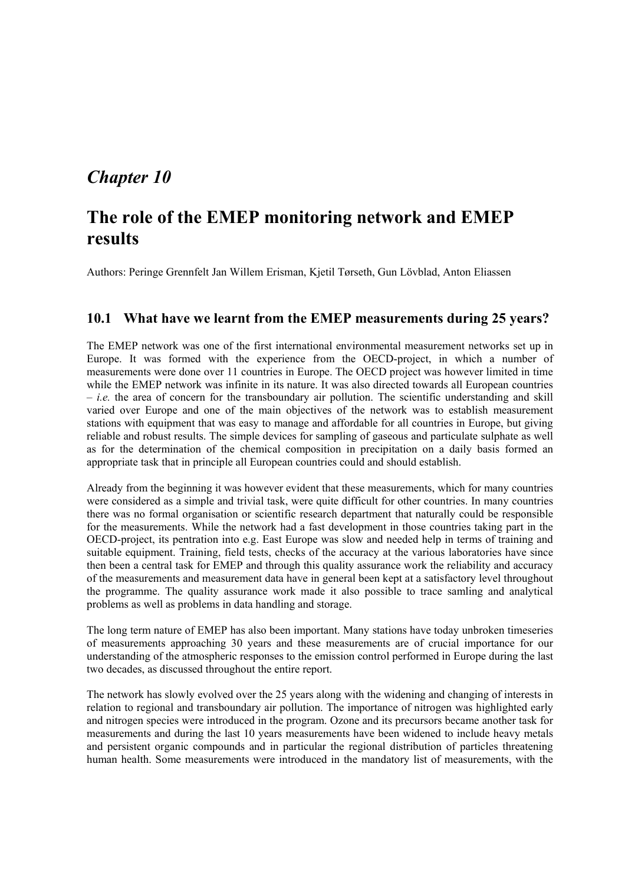# *Chapter 10*

# The role of the EMEP monitoring network and EMEP results

Authors: Peringe Grennfelt Jan Willem Erisman, Kjetil Tørseth, Gun Lövblad, Anton Eliassen

## 10.1 What have we learnt from the EMEP measurements during 25 years?

The EMEP network was one of the first international environmental measurement networks set up in Europe. It was formed with the experience from the OECD-project, in which a number of measurements were done over 11 countries in Europe. The OECD project was however limited in time while the EMEP network was infinite in its nature. It was also directed towards all European countries – *i.e.* the area of concern for the transboundary air pollution. The scientific understanding and skill varied over Europe and one of the main objectives of the network was to establish measurement stations with equipment that was easy to manage and affordable for all countries in Europe, but giving reliable and robust results. The simple devices for sampling of gaseous and particulate sulphate as well as for the determination of the chemical composition in precipitation on a daily basis formed an appropriate task that in principle all European countries could and should establish.

Already from the beginning it was however evident that these measurements, which for many countries were considered as a simple and trivial task, were quite difficult for other countries. In many countries there was no formal organisation or scientific research department that naturally could be responsible for the measurements. While the network had a fast development in those countries taking part in the OECD-project, its pentration into e.g. East Europe was slow and needed help in terms of training and suitable equipment. Training, field tests, checks of the accuracy at the various laboratories have since then been a central task for EMEP and through this quality assurance work the reliability and accuracy of the measurements and measurement data have in general been kept at a satisfactory level throughout the programme. The quality assurance work made it also possible to trace samling and analytical problems as well as problems in data handling and storage.

The long term nature of EMEP has also been important. Many stations have today unbroken timeseries of measurements approaching 30 years and these measurements are of crucial importance for our understanding of the atmospheric responses to the emission control performed in Europe during the last two decades, as discussed throughout the entire report.

The network has slowly evolved over the 25 years along with the widening and changing of interests in relation to regional and transboundary air pollution. The importance of nitrogen was highlighted early and nitrogen species were introduced in the program. Ozone and its precursors became another task for measurements and during the last 10 years measurements have been widened to include heavy metals and persistent organic compounds and in particular the regional distribution of particles threatening human health. Some measurements were introduced in the mandatory list of measurements, with the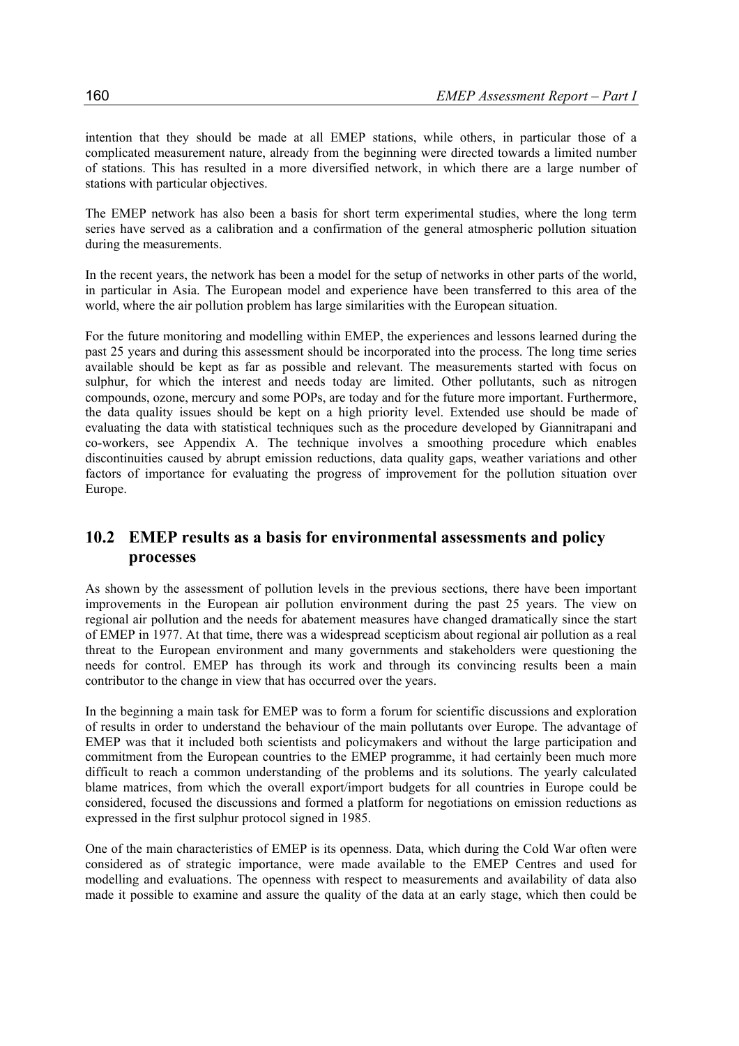intention that they should be made at all EMEP stations, while others, in particular those of a complicated measurement nature, already from the beginning were directed towards a limited number of stations. This has resulted in a more diversified network, in which there are a large number of stations with particular objectives.

The EMEP network has also been a basis for short term experimental studies, where the long term series have served as a calibration and a confirmation of the general atmospheric pollution situation during the measurements.

In the recent years, the network has been a model for the setup of networks in other parts of the world, in particular in Asia. The European model and experience have been transferred to this area of the world, where the air pollution problem has large similarities with the European situation.

For the future monitoring and modelling within EMEP, the experiences and lessons learned during the past 25 years and during this assessment should be incorporated into the process. The long time series available should be kept as far as possible and relevant. The measurements started with focus on sulphur, for which the interest and needs today are limited. Other pollutants, such as nitrogen compounds, ozone, mercury and some POPs, are today and for the future more important. Furthermore, the data quality issues should be kept on a high priority level. Extended use should be made of evaluating the data with statistical techniques such as the procedure developed by Giannitrapani and co-workers, see Appendix A. The technique involves a smoothing procedure which enables discontinuities caused by abrupt emission reductions, data quality gaps, weather variations and other factors of importance for evaluating the progress of improvement for the pollution situation over Europe.

## 10.2 EMEP results as a basis for environmental assessments and policy processes

As shown by the assessment of pollution levels in the previous sections, there have been important improvements in the European air pollution environment during the past 25 years. The view on regional air pollution and the needs for abatement measures have changed dramatically since the start of EMEP in 1977. At that time, there was a widespread scepticism about regional air pollution as a real threat to the European environment and many governments and stakeholders were questioning the needs for control. EMEP has through its work and through its convincing results been a main contributor to the change in view that has occurred over the years.

In the beginning a main task for EMEP was to form a forum for scientific discussions and exploration of results in order to understand the behaviour of the main pollutants over Europe. The advantage of EMEP was that it included both scientists and policymakers and without the large participation and commitment from the European countries to the EMEP programme, it had certainly been much more difficult to reach a common understanding of the problems and its solutions. The yearly calculated blame matrices, from which the overall export/import budgets for all countries in Europe could be considered, focused the discussions and formed a platform for negotiations on emission reductions as expressed in the first sulphur protocol signed in 1985.

One of the main characteristics of EMEP is its openness. Data, which during the Cold War often were considered as of strategic importance, were made available to the EMEP Centres and used for modelling and evaluations. The openness with respect to measurements and availability of data also made it possible to examine and assure the quality of the data at an early stage, which then could be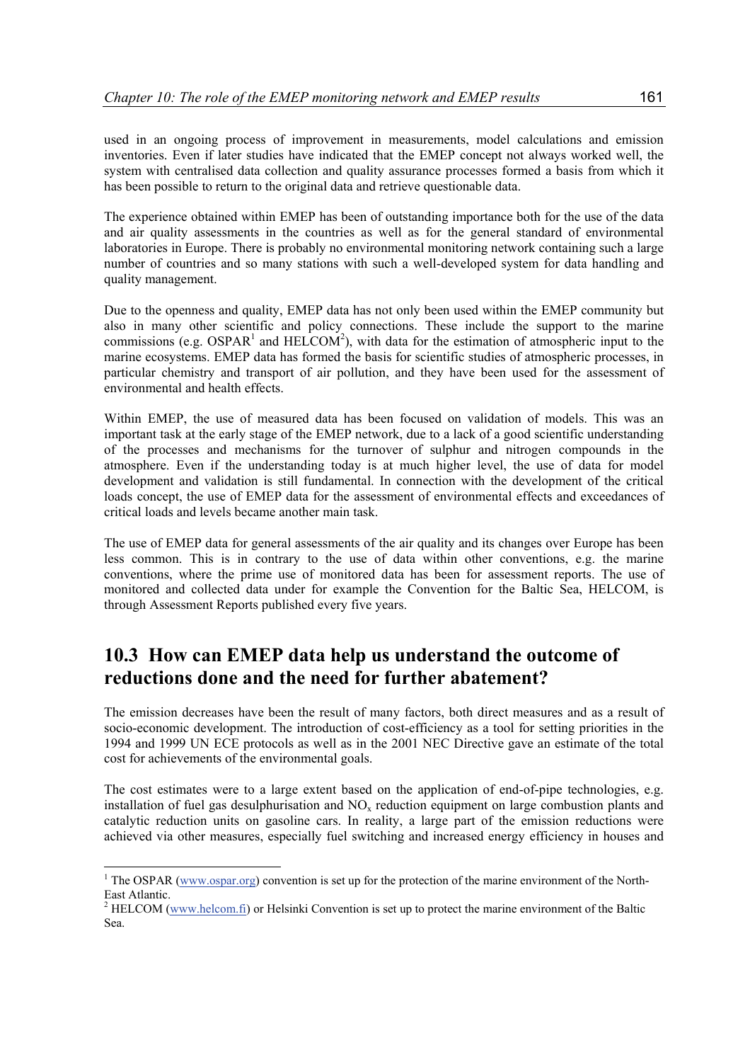used in an ongoing process of improvement in measurements, model calculations and emission inventories. Even if later studies have indicated that the EMEP concept not always worked well, the system with centralised data collection and quality assurance processes formed a basis from which it has been possible to return to the original data and retrieve questionable data.

The experience obtained within EMEP has been of outstanding importance both for the use of the data and air quality assessments in the countries as well as for the general standard of environmental laboratories in Europe. There is probably no environmental monitoring network containing such a large number of countries and so many stations with such a well-developed system for data handling and quality management.

Due to the openness and quality, EMEP data has not only been used within the EMEP community but also in many other scientific and policy connections. These include the support to the marine commissions (e.g. OSPAR[1] and HELCOM[2]), with data for the estimation of atmospheric input to the marine ecosystems. EMEP data has formed the basis for scientific studies of atmospheric processes, in particular chemistry and transport of air pollution, and they have been used for the assessment of environmental and health effects.

Within EMEP, the use of measured data has been focused on validation of models. This was an important task at the early stage of the EMEP network, due to a lack of a good scientific understanding of the processes and mechanisms for the turnover of sulphur and nitrogen compounds in the atmosphere. Even if the understanding today is at much higher level, the use of data for model development and validation is still fundamental. In connection with the development of the critical loads concept, the use of EMEP data for the assessment of environmental effects and exceedances of critical loads and levels became another main task.

The use of EMEP data for general assessments of the air quality and its changes over Europe has been less common. This is in contrary to the use of data within other conventions, e.g. the marine conventions, where the prime use of monitored data has been for assessment reports. The use of monitored and collected data under for example the Convention for the Baltic Sea, HELCOM, is through Assessment Reports published every five years.

## 10.3 How can EMEP data help us understand the outcome of reductions done and the need for further abatement?

The emission decreases have been the result of many factors, both direct measures and as a result of socio-economic development. The introduction of cost-efficiency as a tool for setting priorities in the 1994 and 1999 UN ECE protocols as well as in the 2001 NEC Directive gave an estimate of the total cost for achievements of the environmental goals.

The cost estimates were to a large extent based on the application of end-of-pipe technologies, e.g. installation of fuel gas desulphurisation and $NO_x$ reduction equipment on large combustion plants and catalytic reduction units on gasoline cars. In reality, a large part of the emission reductions were achieved via other measures, especially fuel switching and increased energy efficiency in houses and

[1] The OSPAR (www.ospar.org) convention is set up for the protection of the marine environment of the North-East Atlantic.

[2] HELCOM (www.helcom.fi) or Helsinki Convention is set up to protect the marine environment of the Baltic Sea.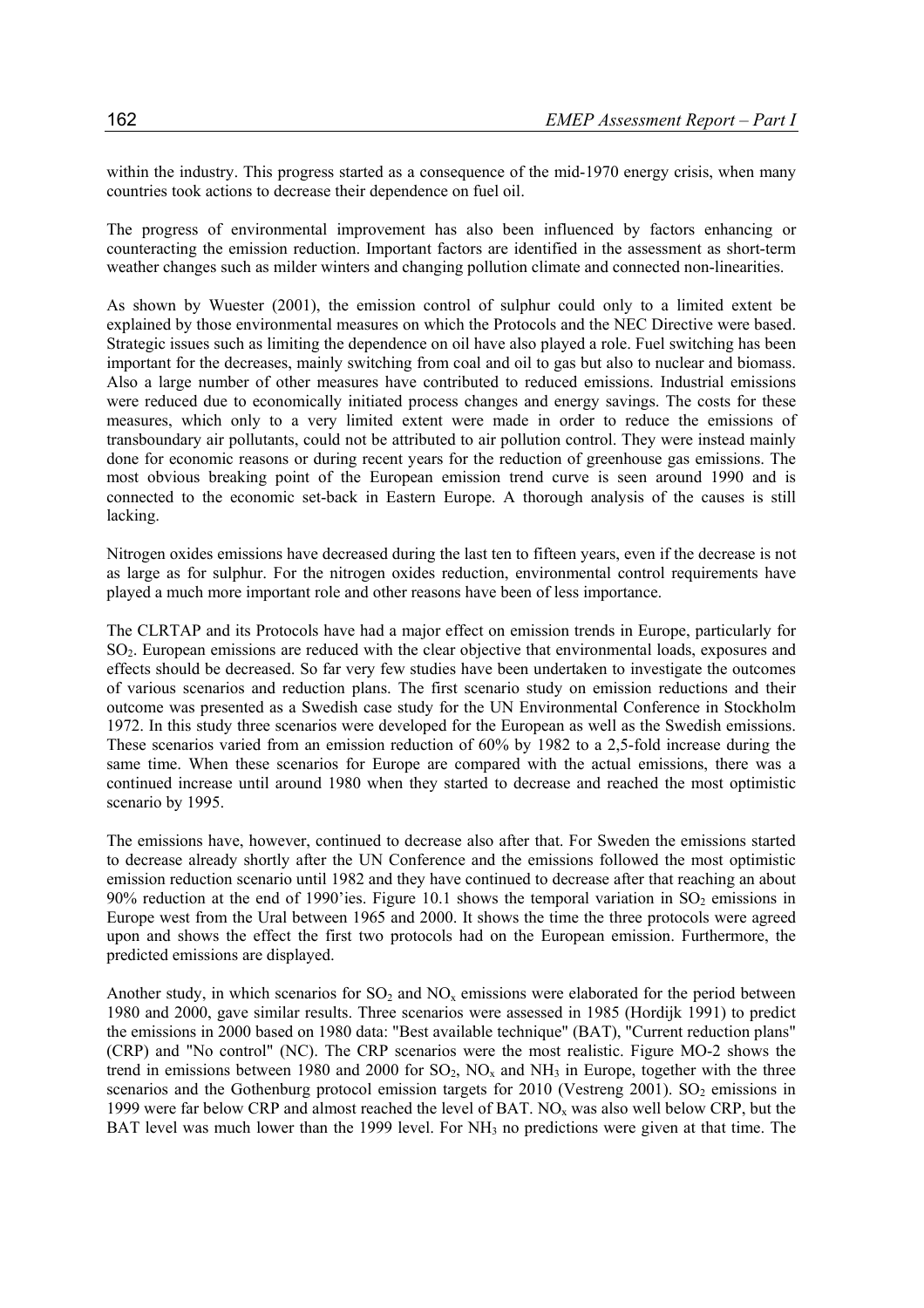within the industry. This progress started as a consequence of the mid-1970 energy crisis, when many countries took actions to decrease their dependence on fuel oil.

The progress of environmental improvement has also been influenced by factors enhancing or counteracting the emission reduction. Important factors are identified in the assessment as short-term weather changes such as milder winters and changing pollution climate and connected non-linearities.

As shown by Wuester (2001), the emission control of sulphur could only to a limited extent be explained by those environmental measures on which the Protocols and the NEC Directive were based. Strategic issues such as limiting the dependence on oil have also played a role. Fuel switching has been important for the decreases, mainly switching from coal and oil to gas but also to nuclear and biomass. Also a large number of other measures have contributed to reduced emissions. Industrial emissions were reduced due to economically initiated process changes and energy savings. The costs for these measures, which only to a very limited extent were made in order to reduce the emissions of transboundary air pollutants, could not be attributed to air pollution control. They were instead mainly done for economic reasons or during recent years for the reduction of greenhouse gas emissions. The most obvious breaking point of the European emission trend curve is seen around 1990 and is connected to the economic set-back in Eastern Europe. A thorough analysis of the causes is still lacking.

Nitrogen oxides emissions have decreased during the last ten to fifteen years, even if the decrease is not as large as for sulphur. For the nitrogen oxides reduction, environmental control requirements have played a much more important role and other reasons have been of less importance.

The CLRTAP and its Protocols have had a major effect on emission trends in Europe, particularly for $SO_2$. European emissions are reduced with the clear objective that environmental loads, exposures and effects should be decreased. So far very few studies have been undertaken to investigate the outcomes of various scenarios and reduction plans. The first scenario study on emission reductions and their outcome was presented as a Swedish case study for the UN Environmental Conference in Stockholm 1972. In this study three scenarios were developed for the European as well as the Swedish emissions. These scenarios varied from an emission reduction of 60% by 1982 to a 2,5-fold increase during the same time. When these scenarios for Europe are compared with the actual emissions, there was a continued increase until around 1980 when they started to decrease and reached the most optimistic scenario by 1995.

The emissions have, however, continued to decrease also after that. For Sweden the emissions started to decrease already shortly after the UN Conference and the emissions followed the most optimistic emission reduction scenario until 1982 and they have continued to decrease after that reaching an about 90% reduction at the end of 1990'ies. Figure 10.1 shows the temporal variation in $SO_2$ emissions in Europe west from the Ural between 1965 and 2000. It shows the time the three protocols were agreed upon and shows the effect the first two protocols had on the European emission. Furthermore, the predicted emissions are displayed.

Another study, in which scenarios for $SO_2$ and $NO_x$ emissions were elaborated for the period between 1980 and 2000, gave similar results. Three scenarios were assessed in 1985 (Hordijk 1991) to predict the emissions in 2000 based on 1980 data: "Best available technique" (BAT), "Current reduction plans" (CRP) and "No control" (NC). The CRP scenarios were the most realistic. Figure MO-2 shows the trend in emissions between 1980 and 2000 for $SO_2$, $NO_x$ and $NH_3$ in Europe, together with the three scenarios and the Gothenburg protocol emission targets for 2010 (Vestreng 2001). $SO_2$ emissions in 1999 were far below CRP and almost reached the level of BAT. $NO_x$ was also well below CRP, but the BAT level was much lower than the 1999 level. For $NH_3$ no predictions were given at that time. The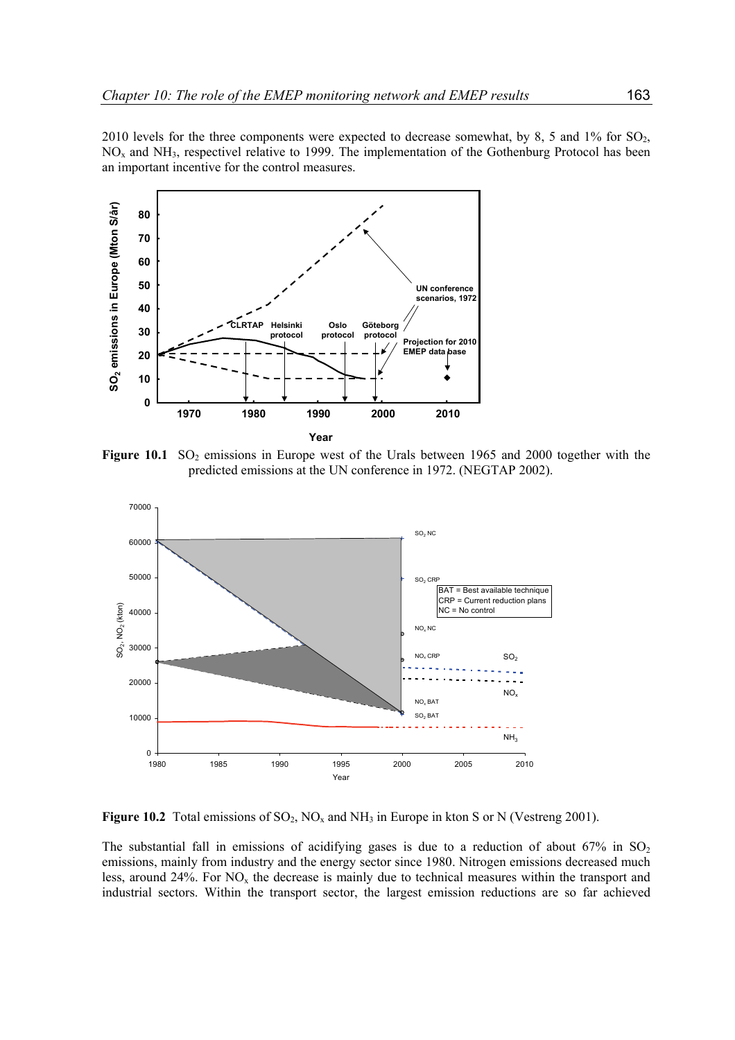2010 levels for the three components were expected to decrease somewhat, by 8, 5 and 1% for $SO_2$, $NO_x$ and $NH_3$, respectivel relative to 1999. The implementation of the Gothenburg Protocol has been an important incentive for the control measures.

**Figure 10.1** $SO_2$ emissions in Europe west of the Urals between 1965 and 2000 together with the predicted emissions at the UN conference in 1972. (NEGTAP 2002).

**Figure 10.2** Total emissions of $SO_2$, $NO_x$ and $NH_3$ in Europe in kton S or N (Vestreng 2001).

The substantial fall in emissions of acidifying gases is due to a reduction of about 67% in $SO_2$ emissions, mainly from industry and the energy sector since 1980. Nitrogen emissions decreased much less, around 24%. For $NO_x$ the decrease is mainly due to technical measures within the transport and industrial sectors. Within the transport sector, the largest emission reductions are so far achieved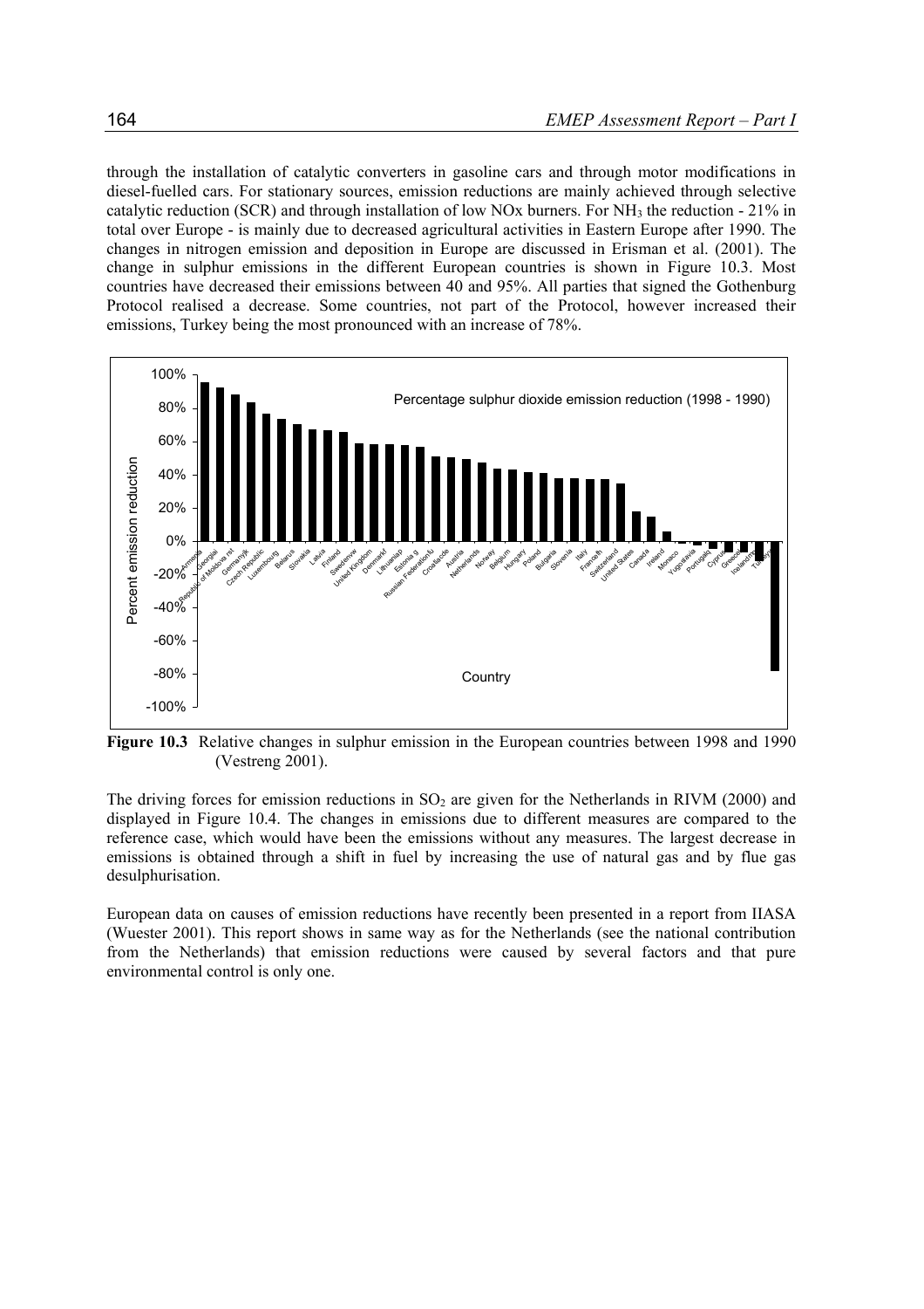through the installation of catalytic converters in gasoline cars and through motor modifications in diesel-fuelled cars. For stationary sources, emission reductions are mainly achieved through selective catalytic reduction (SCR) and through installation of low NOx burners. For $NH_3$ the reduction - 21% in total over Europe - is mainly due to decreased agricultural activities in Eastern Europe after 1990. The changes in nitrogen emission and deposition in Europe are discussed in Erisman et al. (2001). The change in sulphur emissions in the different European countries is shown in Figure 10.3. Most countries have decreased their emissions between 40 and 95%. All parties that signed the Gothenburg Protocol realised a decrease. Some countries, not part of the Protocol, however increased their emissions, Turkey being the most pronounced with an increase of 78%.

**Figure 10.3** Relative changes in sulphur emission in the European countries between 1998 and 1990 (Vestreng 2001).

The driving forces for emission reductions in $SO_2$ are given for the Netherlands in RIVM (2000) and displayed in Figure 10.4. The changes in emissions due to different measures are compared to the reference case, which would have been the emissions without any measures. The largest decrease in emissions is obtained through a shift in fuel by increasing the use of natural gas and by flue gas desulphurisation.

European data on causes of emission reductions have recently been presented in a report from IIASA (Wuester 2001). This report shows in same way as for the Netherlands (see the national contribution from the Netherlands) that emission reductions were caused by several factors and that pure environmental control is only one.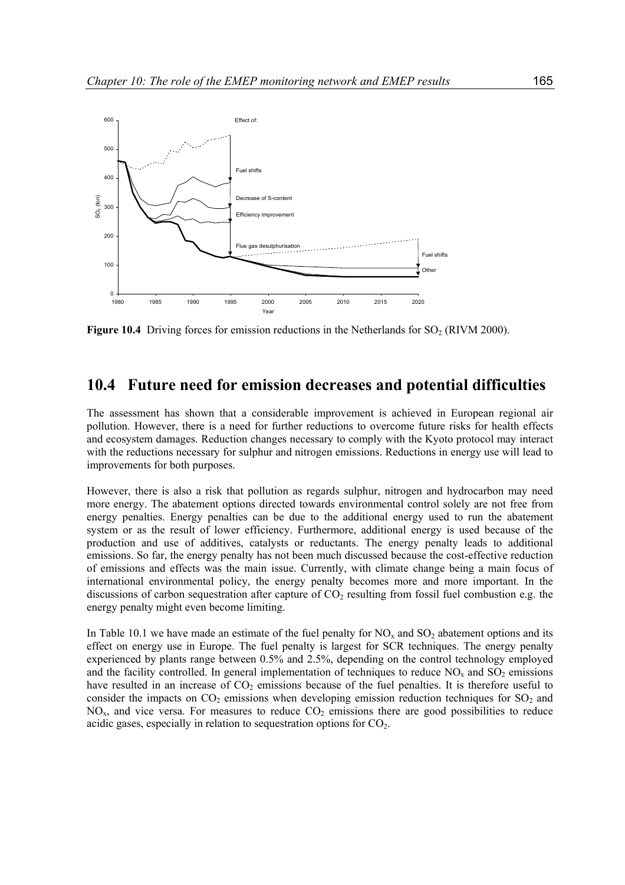**Figure 10.4** Driving forces for emission reductions in the Netherlands for $SO_2$ (RIVM 2000).

## 10.4 Future need for emission decreases and potential difficulties

The assessment has shown that a considerable improvement is achieved in European regional air pollution. However, there is a need for further reductions to overcome future risks for health effects and ecosystem damages. Reduction changes necessary to comply with the Kyoto protocol may interact with the reductions necessary for sulphur and nitrogen emissions. Reductions in energy use will lead to improvements for both purposes.

However, there is also a risk that pollution as regards sulphur, nitrogen and hydrocarbon may need more energy. The abatement options directed towards environmental control solely are not free from energy penalties. Energy penalties can be due to the additional energy used to run the abatement system or as the result of lower efficiency. Furthermore, additional energy is used because of the production and use of additives, catalysts or reductants. The energy penalty leads to additional emissions. So far, the energy penalty has not been much discussed because the cost-effective reduction of emissions and effects was the main issue. Currently, with climate change being a main focus of international environmental policy, the energy penalty becomes more and more important. In the discussions of carbon sequestration after capture of $CO_2$ resulting from fossil fuel combustion e.g. the energy penalty might even become limiting.

In Table 10.1 we have made an estimate of the fuel penalty for $NO_x$ and $SO_2$ abatement options and its effect on energy use in Europe. The fuel penalty is largest for SCR techniques. The energy penalty experienced by plants range between 0.5% and 2.5%, depending on the control technology employed and the facility controlled. In general implementation of techniques to reduce $NO_x$ and $SO_2$ emissions have resulted in an increase of $CO_2$ emissions because of the fuel penalties. It is therefore useful to consider the impacts on $CO_2$ emissions when developing emission reduction techniques for $SO_2$ and $NO_x$, and vice versa. For measures to reduce $CO_2$ emissions there are good possibilities to reduce acidic gases, especially in relation to sequestration options for $CO_2$.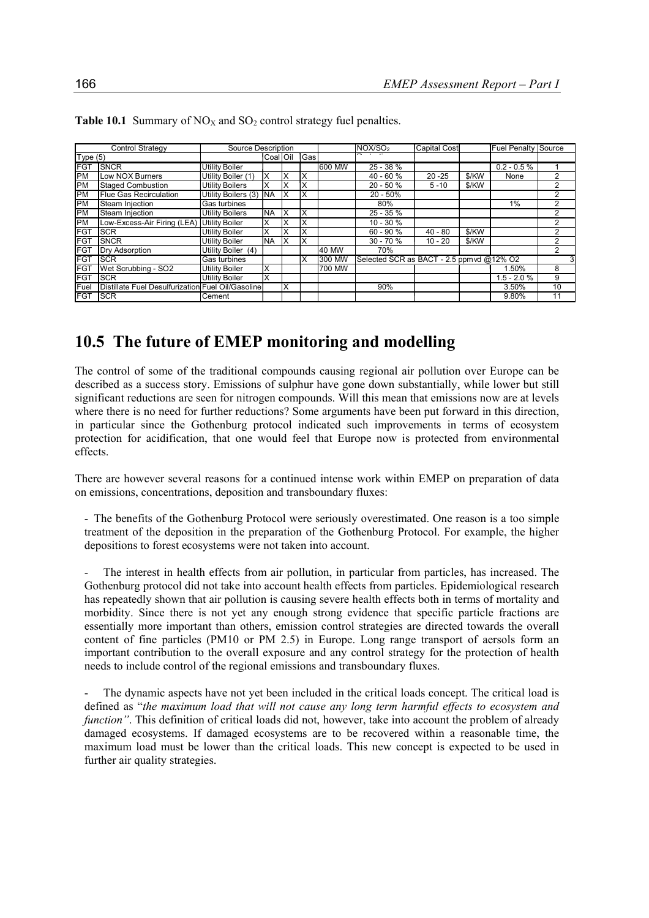**Table 10.1** Summary of $NO_X$ and $SO_2$ control strategy fuel penalties.

| Control Strategy | | Source Description | | | | | $NOX/SO_2$ | Capital Cost | | Fuel Penalty | Source |
|---|---|---|---|---|---|---|---|---|---|---|---|
| Type (5) | | | Coal | Oil | Gas | | | | | | |
| FGT | SNCR | Utility Boiler | | | | 600 MW | 25 - 38 % | | | 0.2 - 0.5 % | 1 |
| PM | Low NOX Burners | Utility Boiler (1) | X | X | X | | 40 - 60 % | 20 -25 | $/KW | None | 2 |
| PM | Staged Combustion | Utility Boilers | X | X | X | | 20 - 50 % | 5 -10 | $/KW | | 2 |
| PM | Flue Gas Recirculation | Utility Boilers (3) | NA | X | X | | 20 - 50% | | | | 2 |
| PM | Steam Injection | Gas turbines | | | | | 80% | | | 1% | 2 |
| PM | Steam Injection | Utility Boilers | NA | X | X | | 25 - 35 % | | | | 2 |
| PM | Low-Excess-Air Firing (LEA) | Utility Boiler | X | X | X | | 10 - 30 % | | | | 2 |
| FGT | SCR | Utility Boiler | X | X | X | | 60 - 90 % | 40 - 80 | $/KW | | 2 |
| FGT | SNCR | Utility Boiler | NA | X | X | | 30 - 70 % | 10 - 20 | $/KW | | 2 |
| FGT | Dry Adsorption | Utility Boiler (4) | | | | 40 MW | 70% | | | | 2 |
| FGT | SCR | Gas turbines | | | X | 300 MW | Selected SCR as BACT - 2.5 ppmvd @12% O2 | | | | 3 |
| FGT | Wet Scrubbing - SO2 | Utility Boiler | X | | | 700 MW | | | | 1.50% | 8 |
| FGT | SCR | Utility Boiler | X | | | | | | | 1.5 - 2.0 % | 9 |
| Fuel | Distillate Fuel Desulfurization | Fuel Oil/Gasoline | | X | | | 90% | | | 3.50% | 10 |
| FGT | SCR | Cement | | | | | | | | 9.80% | 11 |

## 10.5 The future of EMEP monitoring and modelling

The control of some of the traditional compounds causing regional air pollution over Europe can be described as a success story. Emissions of sulphur have gone down substantially, while lower but still significant reductions are seen for nitrogen compounds. Will this mean that emissions now are at levels where there is no need for further reductions? Some arguments have been put forward in this direction, in particular since the Gothenburg protocol indicated such improvements in terms of ecosystem protection for acidification, that one would feel that Europe now is protected from environmental effects.

There are however several reasons for a continued intense work within EMEP on preparation of data on emissions, concentrations, deposition and transboundary fluxes:

- The benefits of the Gothenburg Protocol were seriously overestimated. One reason is a too simple treatment of the deposition in the preparation of the Gothenburg Protocol. For example, the higher depositions to forest ecosystems were not taken into account.

- The interest in health effects from air pollution, in particular from particles, has increased. The Gothenburg protocol did not take into account health effects from particles. Epidemiological research has repeatedly shown that air pollution is causing severe health effects both in terms of mortality and morbidity. Since there is not yet any enough strong evidence that specific particle fractions are essentially more important than others, emission control strategies are directed towards the overall content of fine particles (PM10 or PM 2.5) in Europe. Long range transport of aersols form an important contribution to the overall exposure and any control strategy for the protection of health needs to include control of the regional emissions and transboundary fluxes.

- The dynamic aspects have not yet been included in the critical loads concept. The critical load is defined as "*the maximum load that will not cause any long term harmful effects to ecosystem and function"*. This definition of critical loads did not, however, take into account the problem of already damaged ecosystems. If damaged ecosystems are to be recovered within a reasonable time, the maximum load must be lower than the critical loads. This new concept is expected to be used in further air quality strategies.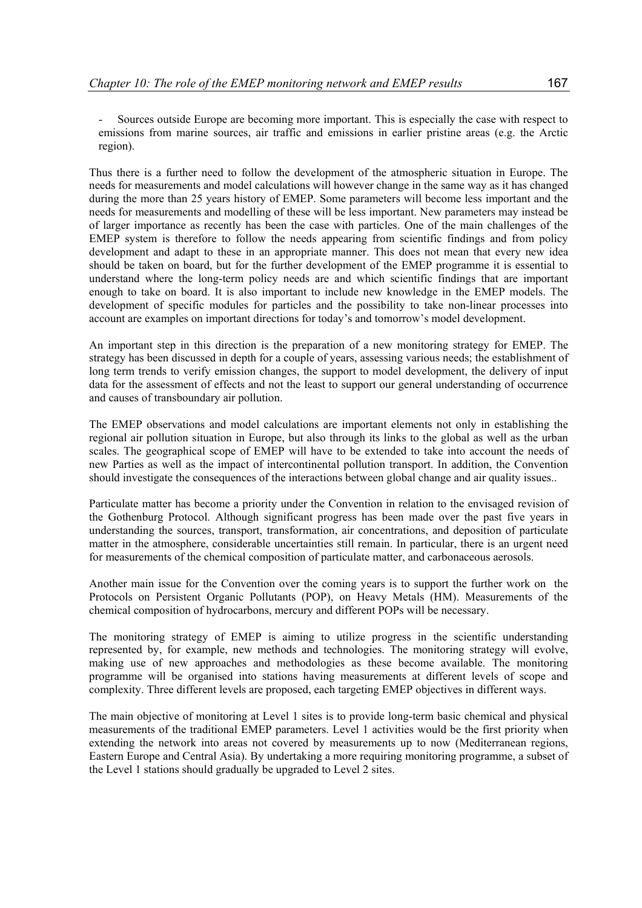- Sources outside Europe are becoming more important. This is especially the case with respect to emissions from marine sources, air traffic and emissions in earlier pristine areas (e.g. the Arctic region).

Thus there is a further need to follow the development of the atmospheric situation in Europe. The needs for measurements and model calculations will however change in the same way as it has changed during the more than 25 years history of EMEP. Some parameters will become less important and the needs for measurements and modelling of these will be less important. New parameters may instead be of larger importance as recently has been the case with particles. One of the main challenges of the EMEP system is therefore to follow the needs appearing from scientific findings and from policy development and adapt to these in an appropriate manner. This does not mean that every new idea should be taken on board, but for the further development of the EMEP programme it is essential to understand where the long-term policy needs are and which scientific findings that are important enough to take on board. It is also important to include new knowledge in the EMEP models. The development of specific modules for particles and the possibility to take non-linear processes into account are examples on important directions for today's and tomorrow's model development.

An important step in this direction is the preparation of a new monitoring strategy for EMEP. The strategy has been discussed in depth for a couple of years, assessing various needs; the establishment of long term trends to verify emission changes, the support to model development, the delivery of input data for the assessment of effects and not the least to support our general understanding of occurrence and causes of transboundary air pollution.

The EMEP observations and model calculations are important elements not only in establishing the regional air pollution situation in Europe, but also through its links to the global as well as the urban scales. The geographical scope of EMEP will have to be extended to take into account the needs of new Parties as well as the impact of intercontinental pollution transport. In addition, the Convention should investigate the consequences of the interactions between global change and air quality issues..

Particulate matter has become a priority under the Convention in relation to the envisaged revision of the Gothenburg Protocol. Although significant progress has been made over the past five years in understanding the sources, transport, transformation, air concentrations, and deposition of particulate matter in the atmosphere, considerable uncertainties still remain. In particular, there is an urgent need for measurements of the chemical composition of particulate matter, and carbonaceous aerosols.

Another main issue for the Convention over the coming years is to support the further work on the Protocols on Persistent Organic Pollutants (POP), on Heavy Metals (HM). Measurements of the chemical composition of hydrocarbons, mercury and different POPs will be necessary.

The monitoring strategy of EMEP is aiming to utilize progress in the scientific understanding represented by, for example, new methods and technologies. The monitoring strategy will evolve, making use of new approaches and methodologies as these become available. The monitoring programme will be organised into stations having measurements at different levels of scope and complexity. Three different levels are proposed, each targeting EMEP objectives in different ways.

The main objective of monitoring at Level 1 sites is to provide long-term basic chemical and physical measurements of the traditional EMEP parameters. Level 1 activities would be the first priority when extending the network into areas not covered by measurements up to now (Mediterranean regions, Eastern Europe and Central Asia). By undertaking a more requiring monitoring programme, a subset of the Level 1 stations should gradually be upgraded to Level 2 sites.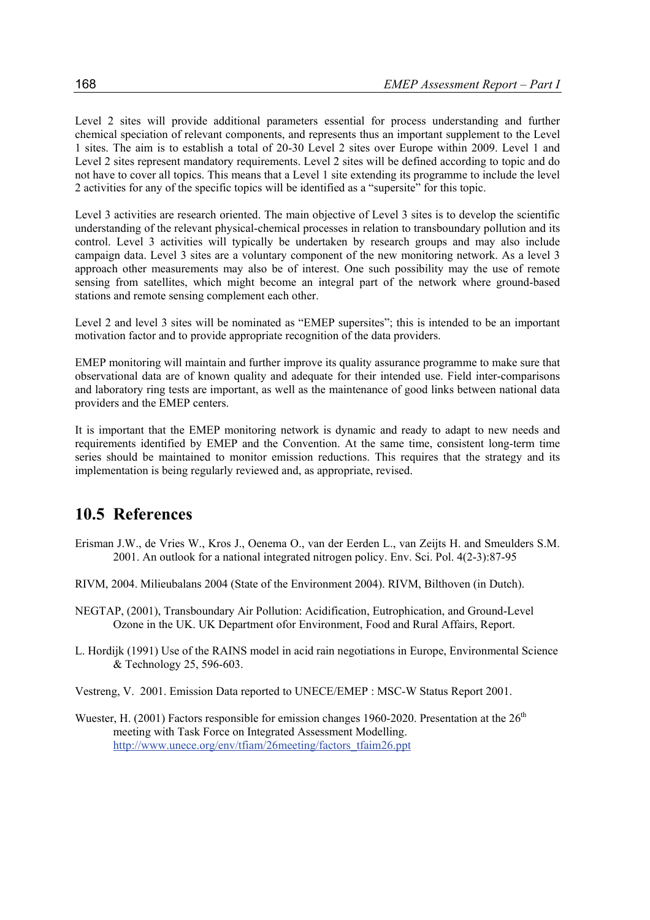Level 2 sites will provide additional parameters essential for process understanding and further chemical speciation of relevant components, and represents thus an important supplement to the Level 1 sites. The aim is to establish a total of 20-30 Level 2 sites over Europe within 2009. Level 1 and Level 2 sites represent mandatory requirements. Level 2 sites will be defined according to topic and do not have to cover all topics. This means that a Level 1 site extending its programme to include the level 2 activities for any of the specific topics will be identified as a "supersite" for this topic.

Level 3 activities are research oriented. The main objective of Level 3 sites is to develop the scientific understanding of the relevant physical-chemical processes in relation to transboundary pollution and its control. Level 3 activities will typically be undertaken by research groups and may also include campaign data. Level 3 sites are a voluntary component of the new monitoring network. As a level 3 approach other measurements may also be of interest. One such possibility may the use of remote sensing from satellites, which might become an integral part of the network where ground-based stations and remote sensing complement each other.

Level 2 and level 3 sites will be nominated as "EMEP supersites"; this is intended to be an important motivation factor and to provide appropriate recognition of the data providers.

EMEP monitoring will maintain and further improve its quality assurance programme to make sure that observational data are of known quality and adequate for their intended use. Field inter-comparisons and laboratory ring tests are important, as well as the maintenance of good links between national data providers and the EMEP centers.

It is important that the EMEP monitoring network is dynamic and ready to adapt to new needs and requirements identified by EMEP and the Convention. At the same time, consistent long-term time series should be maintained to monitor emission reductions. This requires that the strategy and its implementation is being regularly reviewed and, as appropriate, revised.

## 10.5 References

Erisman J.W., de Vries W., Kros J., Oenema O., van der Eerden L., van Zeijts H. and Smeulders S.M. 2001. An outlook for a national integrated nitrogen policy. Env. Sci. Pol. 4(2-3):87-95

RIVM, 2004. Milieubalans 2004 (State of the Environment 2004). RIVM, Bilthoven (in Dutch).

NEGTAP, (2001), Transboundary Air Pollution: Acidification, Eutrophication, and Ground-Level Ozone in the UK. UK Department ofor Environment, Food and Rural Affairs, Report.

L. Hordijk (1991) Use of the RAINS model in acid rain negotiations in Europe, Environmental Science & Technology 25, 596-603.

Vestreng, V. 2001. Emission Data reported to UNECE/EMEP : MSC-W Status Report 2001.

Wuester, H. (2001) Factors responsible for emission changes 1960-2020. Presentation at the 26th meeting with Task Force on Integrated Assessment Modelling. http://www.unece.org/env/tfiam/26meeting/factors_tfaim26.ppt